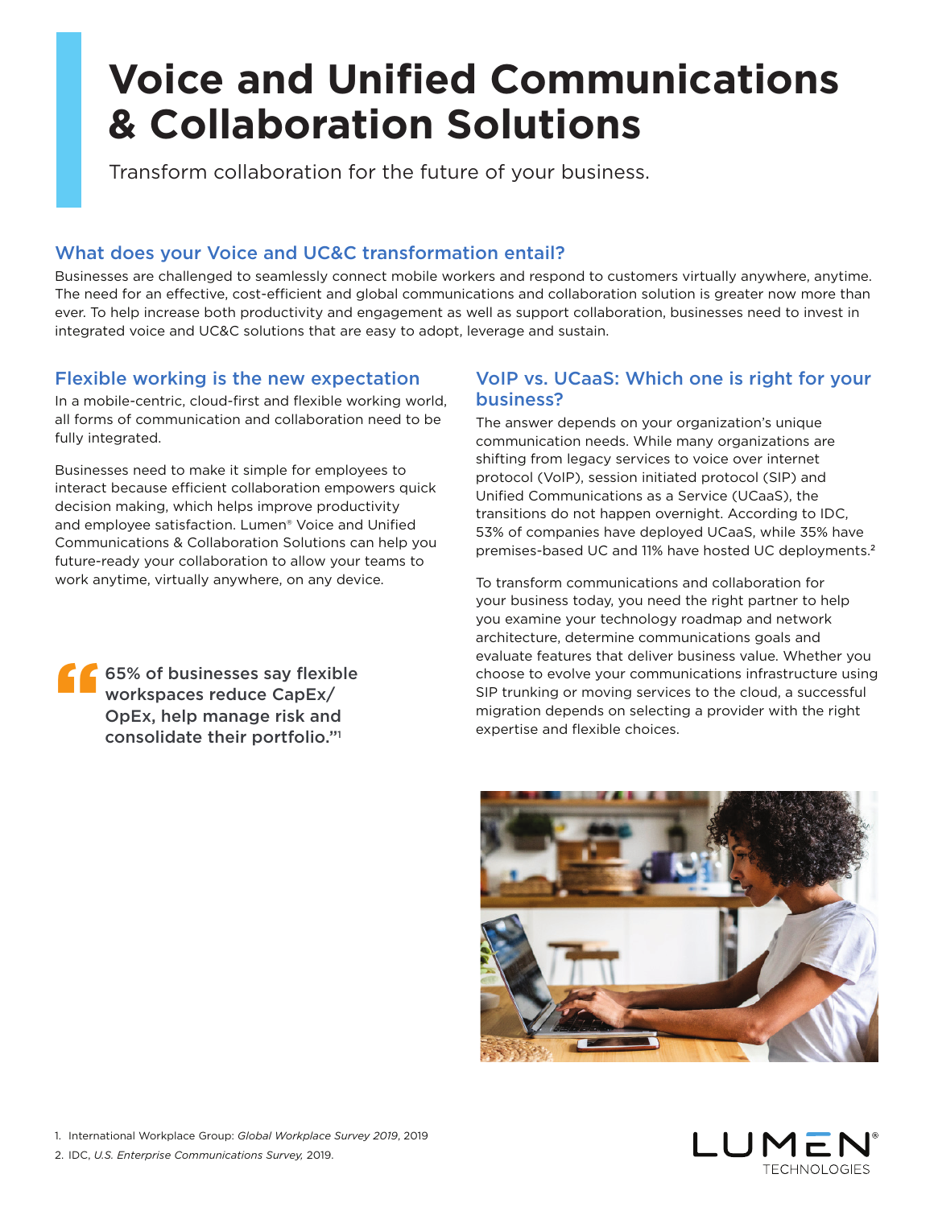# Voice and Unified Communications & Collaboration Solutions

Transform collaboration for the future of your business.

## What does your Voice and UC&C transformation entail?

Businesses are challenged to seamlessly connect mobile workers and respond to customers virtually anywhere, anytime. The need for an effective, cost-efficient and global communications and collaboration solution is greater now more than ever. To help increase both productivity and engagement as well as support collaboration, businesses need to invest in integrated voice and UC&C solutions that are easy to adopt, leverage and sustain.

## Flexible working is the new expectation

In a mobile-centric, cloud-first and flexible working world, all forms of communication and collaboration need to be fully integrated.

Businesses need to make it simple for employees to interact because efficient collaboration empowers quick decision making, which helps improve productivity and employee satisfaction. Lumen® Voice and Unified Communications & Collaboration Solutions can help you future-ready your collaboration to allow your teams to work anytime, virtually anywhere, on any device.

> "65% of businesses say flexible workspaces reduce CapEx/ OpEx, help manage risk and consolidate their portfolio."[1]

## VoIP vs. UCaaS: Which one is right for your business?

The answer depends on your organization's unique communication needs. While many organizations are shifting from legacy services to voice over internet protocol (VoIP), session initiated protocol (SIP) and Unified Communications as a Service (UCaaS), the transitions do not happen overnight. According to IDC, 53% of companies have deployed UCaaS, while 35% have premises-based UC and 11% have hosted UC deployments.[2]

To transform communications and collaboration for your business today, you need the right partner to help you examine your technology roadmap and network architecture, determine communications goals and evaluate features that deliver business value. Whether you choose to evolve your communications infrastructure using SIP trunking or moving services to the cloud, a successful migration depends on selecting a provider with the right expertise and flexible choices.

1. International Workplace Group: *Global Workplace Survey 2019*, 2019
2. IDC, *U.S. Enterprise Communications Survey*, 2019.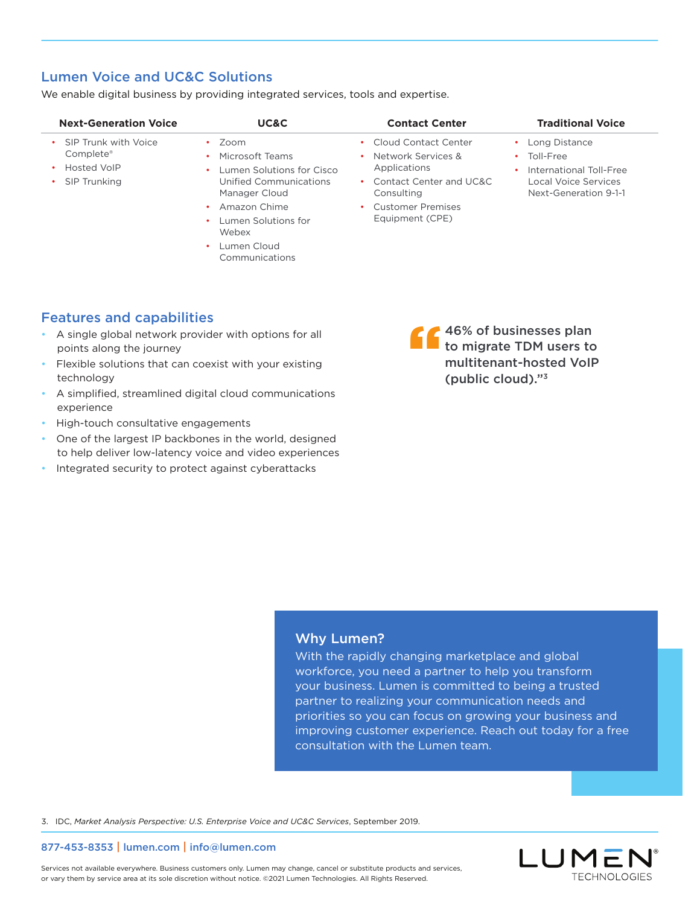## Lumen Voice and UC&C Solutions

We enable digital business by providing integrated services, tools and expertise.

| Next-Generation Voice | UC&C | Contact Center | Traditional Voice |
|---|---|---|---|
| • SIP Trunk with Voice Complete®<br>• Hosted VoIP<br>• SIP Trunking | • Zoom<br>• Microsoft Teams<br>• Lumen Solutions for Cisco Unified Communications Manager Cloud<br>• Amazon Chime<br>• Lumen Solutions for Webex<br>• Lumen Cloud Communications | • Cloud Contact Center<br>• Network Services & Applications<br>• Contact Center and UC&C Consulting<br>• Customer Premises Equipment (CPE) | • Long Distance<br>• Toll-Free<br>• International Toll-Free Local Voice Services Next-Generation 9-1-1 |

## Features and capabilities

- A single global network provider with options for all points along the journey
- Flexible solutions that can coexist with your existing technology
- A simplified, streamlined digital cloud communications experience
- High-touch consultative engagements
- One of the largest IP backbones in the world, designed to help deliver low-latency voice and video experiences
- Integrated security to protect against cyberattacks

> “46% of businesses plan to migrate TDM users to multitenant-hosted VoIP (public cloud).”[3]

### Why Lumen?

With the rapidly changing marketplace and global workforce, you need a partner to help you transform your business. Lumen is committed to being a trusted partner to realizing your communication needs and priorities so you can focus on growing your business and improving customer experience. Reach out today for a free consultation with the Lumen team.

3. IDC, *Market Analysis Perspective: U.S. Enterprise Voice and UC&C Services*, September 2019.

877-453-8353 | lumen.com | info@lumen.com

Services not available everywhere. Business customers only. Lumen may change, cancel or substitute products and services, or vary them by service area at its sole discretion without notice. ©2021 Lumen Technologies. All Rights Reserved.

LUMEN® TECHNOLOGIES